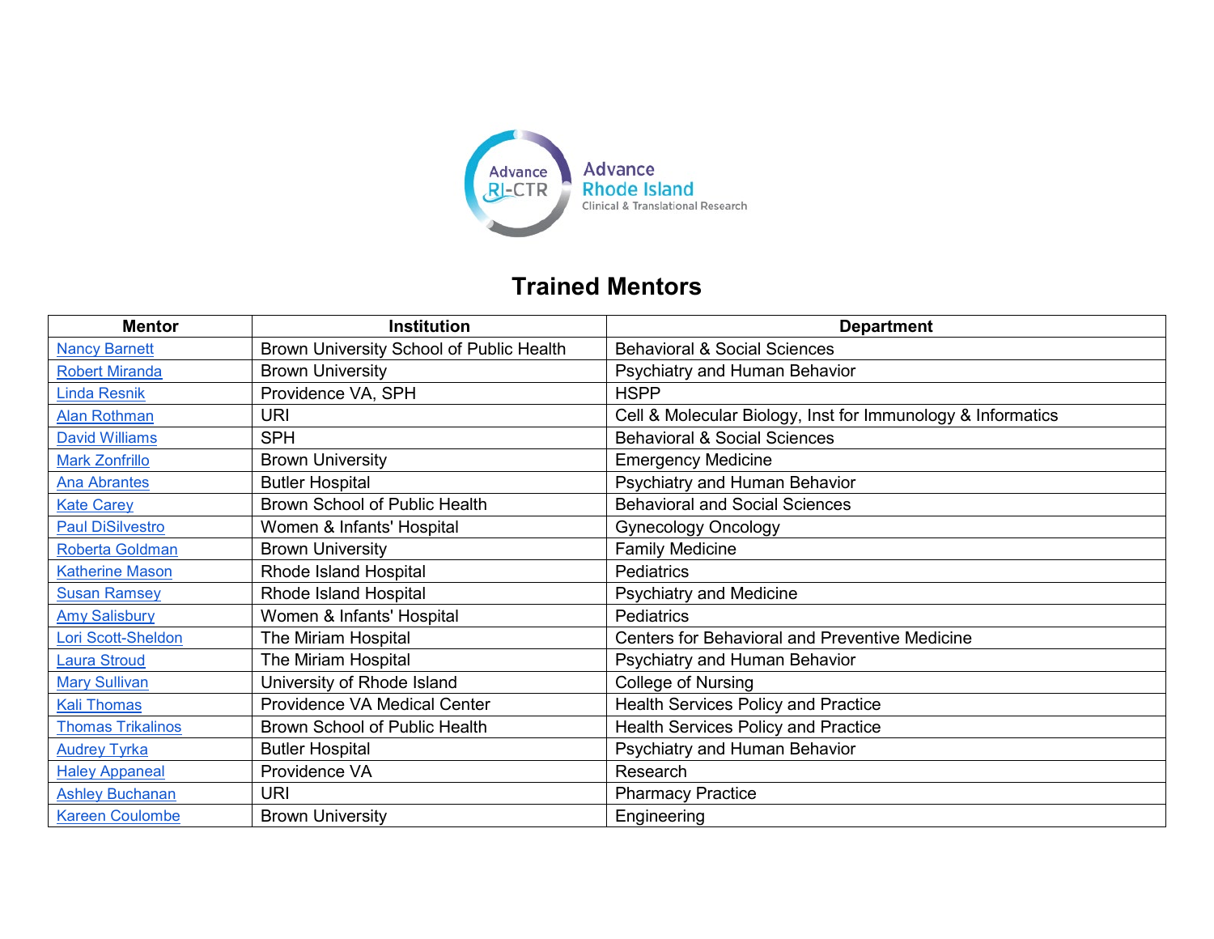# Trained Mentors

| Mentor | Institution | Department |
| --- | --- | --- |
| Nancy Barnett | Brown University School of Public Health | Behavioral & Social Sciences |
| Robert Miranda | Brown University | Psychiatry and Human Behavior |
| Linda Resnik | Providence VA, SPH | HSPP |
| Alan Rothman | URI | Cell & Molecular Biology, Inst for Immunology & Informatics |
| David Williams | SPH | Behavioral & Social Sciences |
| Mark Zonfrillo | Brown University | Emergency Medicine |
| Ana Abrantes | Butler Hospital | Psychiatry and Human Behavior |
| Kate Carey | Brown School of Public Health | Behavioral and Social Sciences |
| Paul DiSilvestro | Women & Infants' Hospital | Gynecology Oncology |
| Roberta Goldman | Brown University | Family Medicine |
| Katherine Mason | Rhode Island Hospital | Pediatrics |
| Susan Ramsey | Rhode Island Hospital | Psychiatry and Medicine |
| Amy Salisbury | Women & Infants' Hospital | Pediatrics |
| Lori Scott-Sheldon | The Miriam Hospital | Centers for Behavioral and Preventive Medicine |
| Laura Stroud | The Miriam Hospital | Psychiatry and Human Behavior |
| Mary Sullivan | University of Rhode Island | College of Nursing |
| Kali Thomas | Providence VA Medical Center | Health Services Policy and Practice |
| Thomas Trikalinos | Brown School of Public Health | Health Services Policy and Practice |
| Audrey Tyrka | Butler Hospital | Psychiatry and Human Behavior |
| Haley Appaneal | Providence VA | Research |
| Ashley Buchanan | URI | Pharmacy Practice |
| Kareen Coulombe | Brown University | Engineering |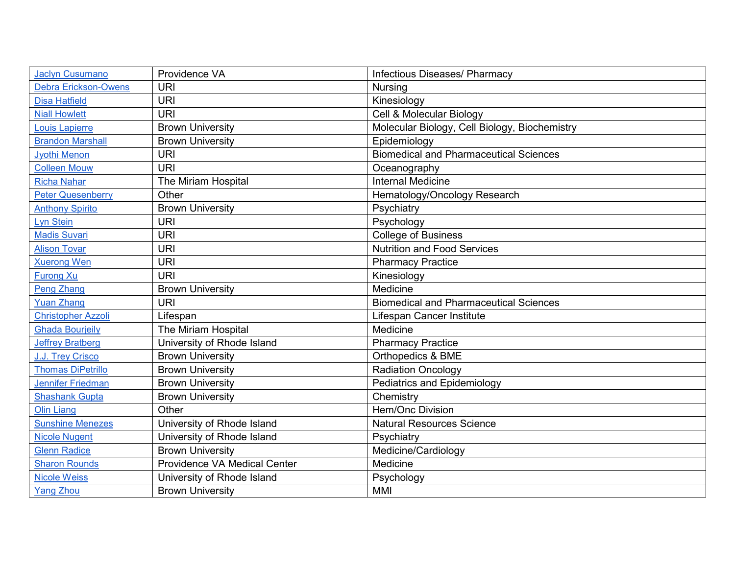| Jaclyn Cusumano | Providence VA | Infectious Diseases/ Pharmacy |
|---|---|---|
| Debra Erickson-Owens | URI | Nursing |
| Disa Hatfield | URI | Kinesiology |
| Niall Howlett | URI | Cell & Molecular Biology |
| Louis Lapierre | Brown University | Molecular Biology, Cell Biology, Biochemistry |
| Brandon Marshall | Brown University | Epidemiology |
| Jyothi Menon | URI | Biomedical and Pharmaceutical Sciences |
| Colleen Mouw | URI | Oceanography |
| Richa Nahar | The Miriam Hospital | Internal Medicine |
| Peter Quesenberry | Other | Hematology/Oncology Research |
| Anthony Spirito | Brown University | Psychiatry |
| Lyn Stein | URI | Psychology |
| Madis Suvari | URI | College of Business |
| Alison Tovar | URI | Nutrition and Food Services |
| Xuerong Wen | URI | Pharmacy Practice |
| Furong Xu | URI | Kinesiology |
| Peng Zhang | Brown University | Medicine |
| Yuan Zhang | URI | Biomedical and Pharmaceutical Sciences |
| Christopher Azzoli | Lifespan | Lifespan Cancer Institute |
| Ghada Bourjeily | The Miriam Hospital | Medicine |
| Jeffrey Bratberg | University of Rhode Island | Pharmacy Practice |
| J.J. Trey Crisco | Brown University | Orthopedics & BME |
| Thomas DiPetrillo | Brown University | Radiation Oncology |
| Jennifer Friedman | Brown University | Pediatrics and Epidemiology |
| Shashank Gupta | Brown University | Chemistry |
| Olin Liang | Other | Hem/Onc Division |
| Sunshine Menezes | University of Rhode Island | Natural Resources Science |
| Nicole Nugent | University of Rhode Island | Psychiatry |
| Glenn Radice | Brown University | Medicine/Cardiology |
| Sharon Rounds | Providence VA Medical Center | Medicine |
| Nicole Weiss | University of Rhode Island | Psychology |
| Yang Zhou | Brown University | MMI |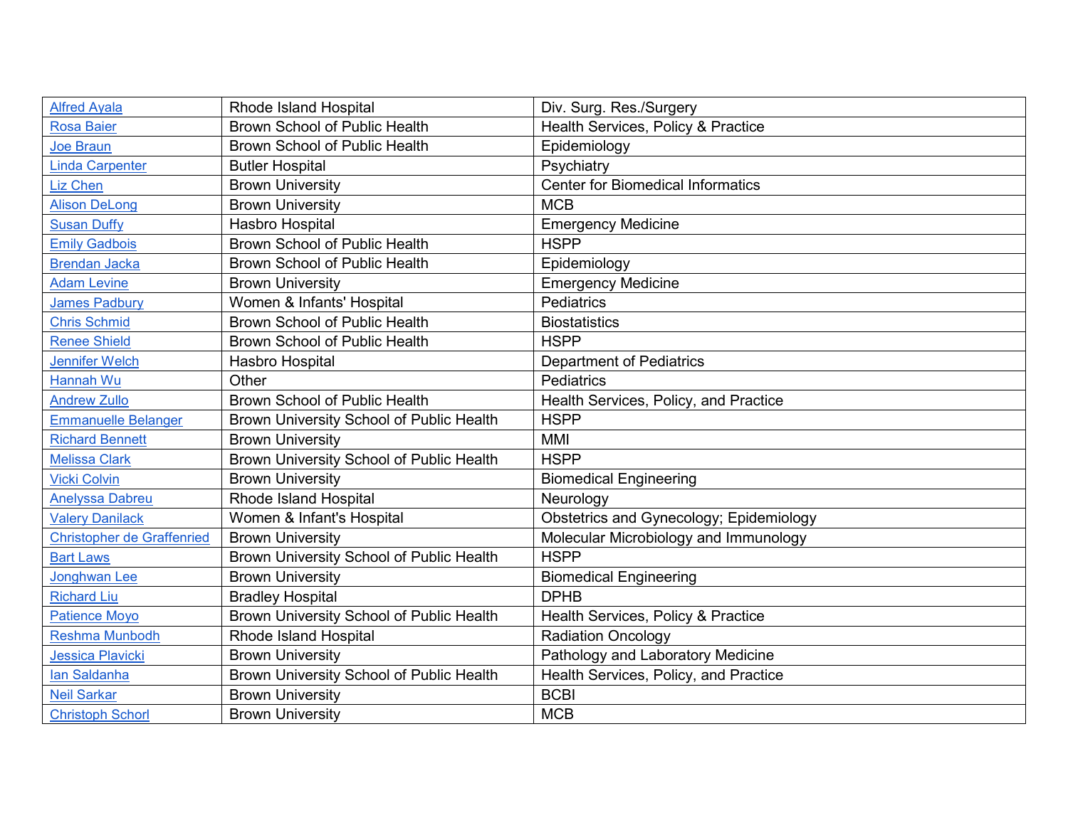| | | |
|---|---|---|
| Alfred Ayala | Rhode Island Hospital | Div. Surg. Res./Surgery |
| Rosa Baier | Brown School of Public Health | Health Services, Policy & Practice |
| Joe Braun | Brown School of Public Health | Epidemiology |
| Linda Carpenter | Butler Hospital | Psychiatry |
| Liz Chen | Brown University | Center for Biomedical Informatics |
| Alison DeLong | Brown University | MCB |
| Susan Duffy | Hasbro Hospital | Emergency Medicine |
| Emily Gadbois | Brown School of Public Health | HSPP |
| Brendan Jacka | Brown School of Public Health | Epidemiology |
| Adam Levine | Brown University | Emergency Medicine |
| James Padbury | Women & Infants' Hospital | Pediatrics |
| Chris Schmid | Brown School of Public Health | Biostatistics |
| Renee Shield | Brown School of Public Health | HSPP |
| Jennifer Welch | Hasbro Hospital | Department of Pediatrics |
| Hannah Wu | Other | Pediatrics |
| Andrew Zullo | Brown School of Public Health | Health Services, Policy, and Practice |
| Emmanuelle Belanger | Brown University School of Public Health | HSPP |
| Richard Bennett | Brown University | MMI |
| Melissa Clark | Brown University School of Public Health | HSPP |
| Vicki Colvin | Brown University | Biomedical Engineering |
| Anelyssa Dabreu | Rhode Island Hospital | Neurology |
| Valery Danilack | Women & Infant's Hospital | Obstetrics and Gynecology; Epidemiology |
| Christopher de Graffenried | Brown University | Molecular Microbiology and Immunology |
| Bart Laws | Brown University School of Public Health | HSPP |
| Jonghwan Lee | Brown University | Biomedical Engineering |
| Richard Liu | Bradley Hospital | DPHB |
| Patience Moyo | Brown University School of Public Health | Health Services, Policy & Practice |
| Reshma Munbodh | Rhode Island Hospital | Radiation Oncology |
| Jessica Plavicki | Brown University | Pathology and Laboratory Medicine |
| Ian Saldanha | Brown University School of Public Health | Health Services, Policy, and Practice |
| Neil Sarkar | Brown University | BCBI |
| Christoph Schorl | Brown University | MCB |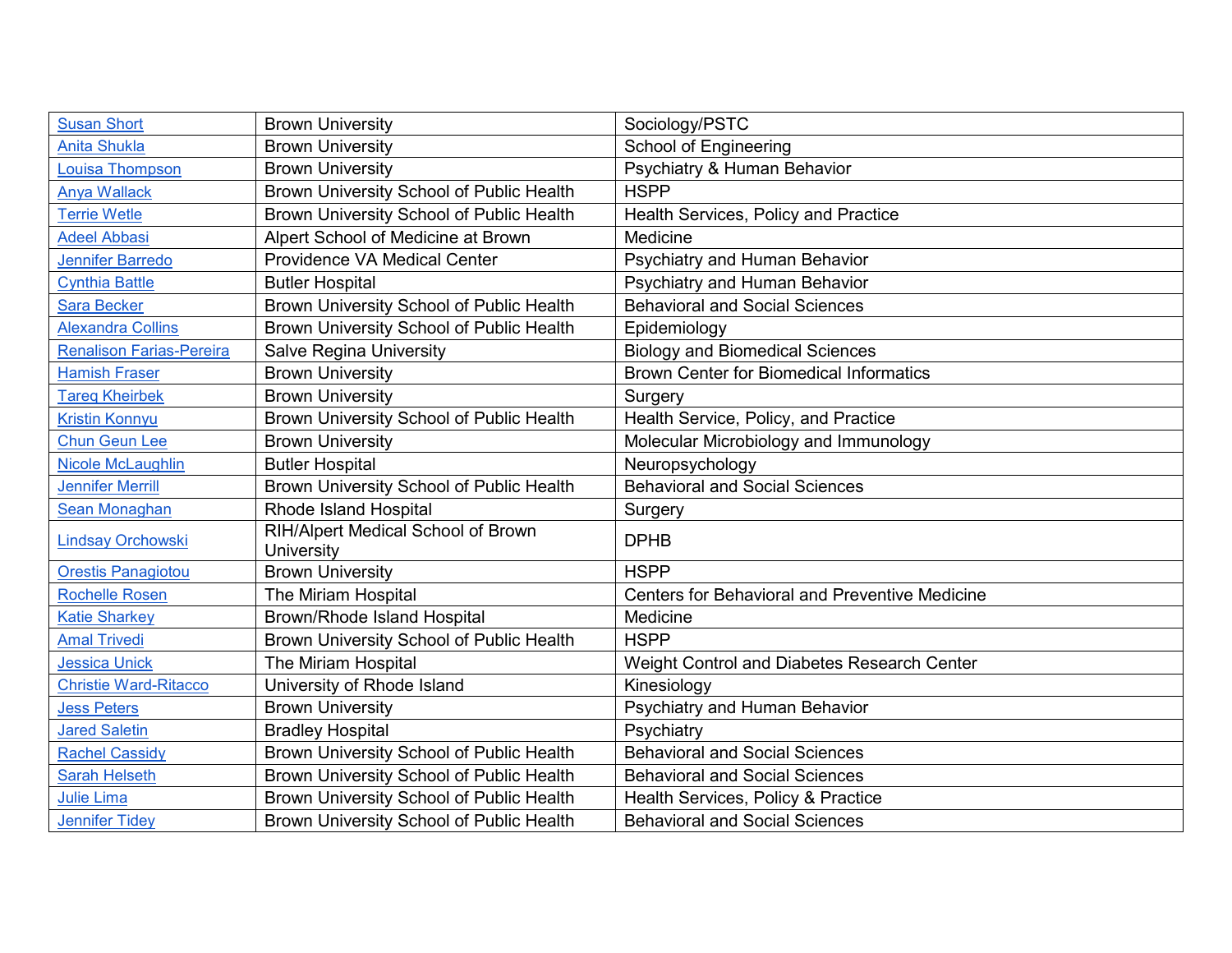| | | |
|---|---|---|
| Susan Short | Brown University | Sociology/PSTC |
| Anita Shukla | Brown University | School of Engineering |
| Louisa Thompson | Brown University | Psychiatry & Human Behavior |
| Anya Wallack | Brown University School of Public Health | HSPP |
| Terrie Wetle | Brown University School of Public Health | Health Services, Policy and Practice |
| Adeel Abbasi | Alpert School of Medicine at Brown | Medicine |
| Jennifer Barredo | Providence VA Medical Center | Psychiatry and Human Behavior |
| Cynthia Battle | Butler Hospital | Psychiatry and Human Behavior |
| Sara Becker | Brown University School of Public Health | Behavioral and Social Sciences |
| Alexandra Collins | Brown University School of Public Health | Epidemiology |
| Renalison Farias-Pereira | Salve Regina University | Biology and Biomedical Sciences |
| Hamish Fraser | Brown University | Brown Center for Biomedical Informatics |
| Tareq Kheirbek | Brown University | Surgery |
| Kristin Konnyu | Brown University School of Public Health | Health Service, Policy, and Practice |
| Chun Geun Lee | Brown University | Molecular Microbiology and Immunology |
| Nicole McLaughlin | Butler Hospital | Neuropsychology |
| Jennifer Merrill | Brown University School of Public Health | Behavioral and Social Sciences |
| Sean Monaghan | Rhode Island Hospital | Surgery |
| Lindsay Orchowski | RIH/Alpert Medical School of Brown University | DPHB |
| Orestis Panagiotou | Brown University | HSPP |
| Rochelle Rosen | The Miriam Hospital | Centers for Behavioral and Preventive Medicine |
| Katie Sharkey | Brown/Rhode Island Hospital | Medicine |
| Amal Trivedi | Brown University School of Public Health | HSPP |
| Jessica Unick | The Miriam Hospital | Weight Control and Diabetes Research Center |
| Christie Ward-Ritacco | University of Rhode Island | Kinesiology |
| Jess Peters | Brown University | Psychiatry and Human Behavior |
| Jared Saletin | Bradley Hospital | Psychiatry |
| Rachel Cassidy | Brown University School of Public Health | Behavioral and Social Sciences |
| Sarah Helseth | Brown University School of Public Health | Behavioral and Social Sciences |
| Julie Lima | Brown University School of Public Health | Health Services, Policy & Practice |
| Jennifer Tidey | Brown University School of Public Health | Behavioral and Social Sciences |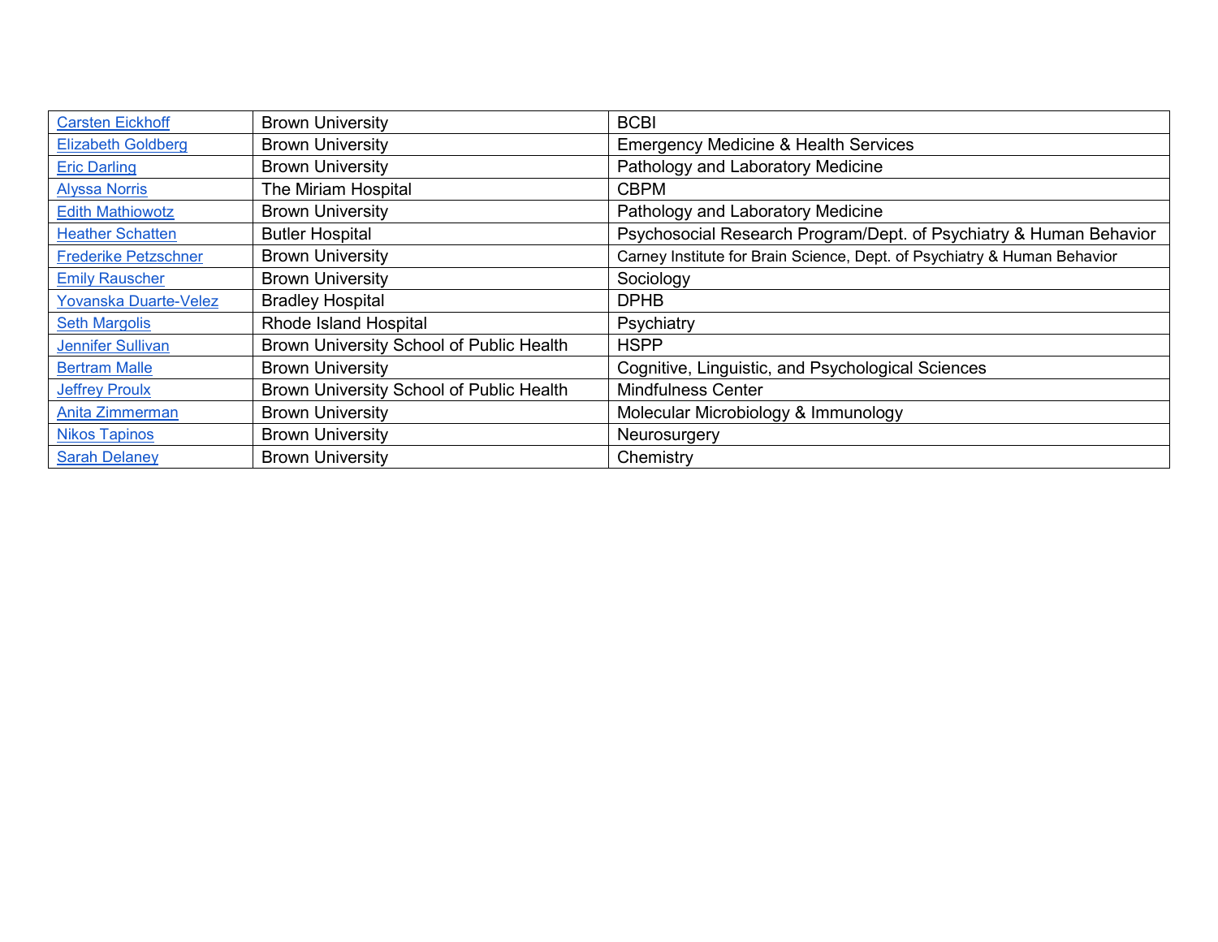| | | |
|---|---|---|
| Carsten Eickhoff | Brown University | BCBI |
| Elizabeth Goldberg | Brown University | Emergency Medicine & Health Services |
| Eric Darling | Brown University | Pathology and Laboratory Medicine |
| Alyssa Norris | The Miriam Hospital | CBPM |
| Edith Mathiowotz | Brown University | Pathology and Laboratory Medicine |
| Heather Schatten | Butler Hospital | Psychosocial Research Program/Dept. of Psychiatry & Human Behavior |
| Frederike Petzschner | Brown University | Carney Institute for Brain Science, Dept. of Psychiatry & Human Behavior |
| Emily Rauscher | Brown University | Sociology |
| Yovanska Duarte-Velez | Bradley Hospital | DPHB |
| Seth Margolis | Rhode Island Hospital | Psychiatry |
| Jennifer Sullivan | Brown University School of Public Health | HSPP |
| Bertram Malle | Brown University | Cognitive, Linguistic, and Psychological Sciences |
| Jeffrey Proulx | Brown University School of Public Health | Mindfulness Center |
| Anita Zimmerman | Brown University | Molecular Microbiology & Immunology |
| Nikos Tapinos | Brown University | Neurosurgery |
| Sarah Delaney | Brown University | Chemistry |